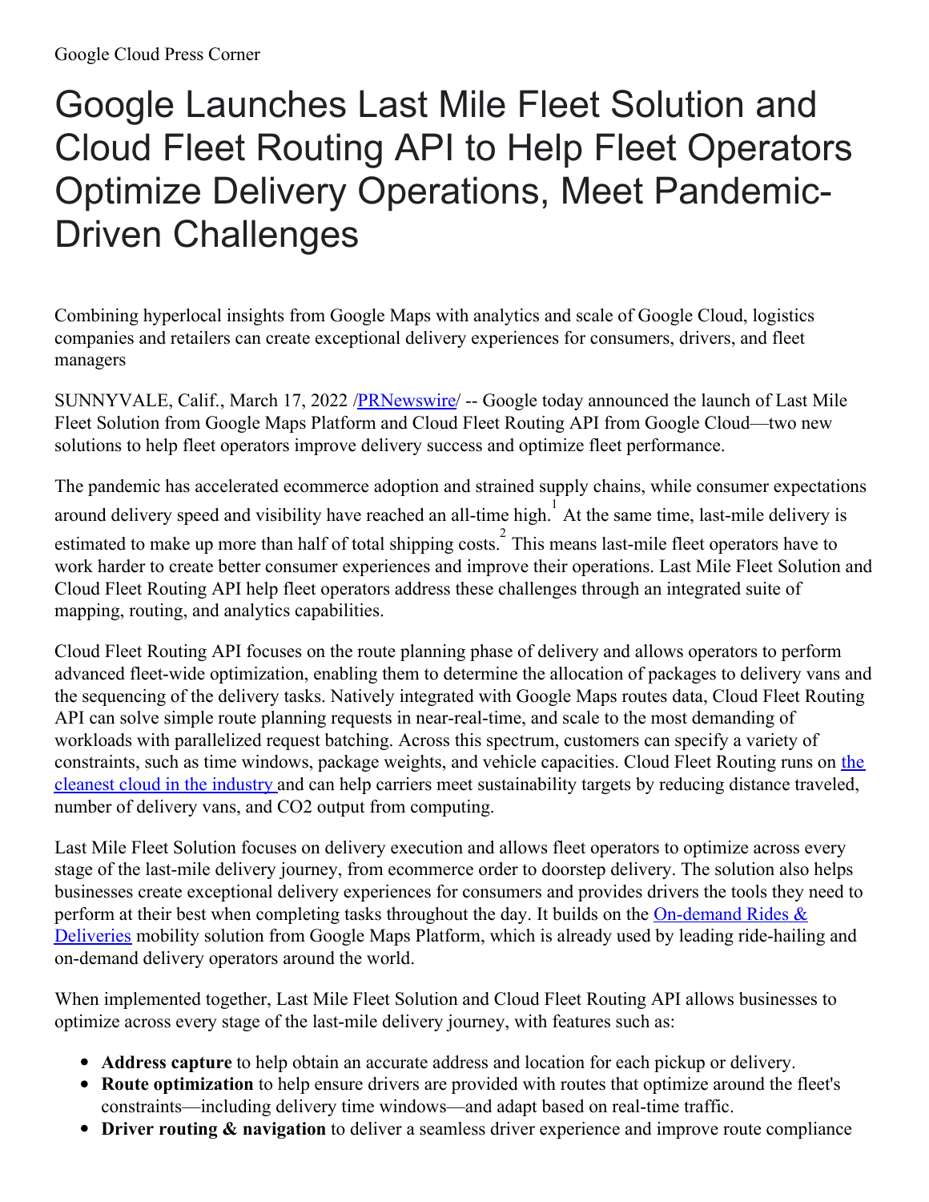Google Cloud Press Corner

# Google Launches Last Mile Fleet Solution and Cloud Fleet Routing API to Help Fleet Operators Optimize Delivery Operations, Meet Pandemic-Driven Challenges

Combining hyperlocal insights from Google Maps with analytics and scale of Google Cloud, logistics companies and retailers can create exceptional delivery experiences for consumers, drivers, and fleet managers

SUNNYVALE, Calif., March 17, 2022 /PRNewswire/ -- Google today announced the launch of Last Mile Fleet Solution from Google Maps Platform and Cloud Fleet Routing API from Google Cloud—two new solutions to help fleet operators improve delivery success and optimize fleet performance.

The pandemic has accelerated ecommerce adoption and strained supply chains, while consumer expectations around delivery speed and visibility have reached an all-time high.[1] At the same time, last-mile delivery is estimated to make up more than half of total shipping costs.[2] This means last-mile fleet operators have to work harder to create better consumer experiences and improve their operations. Last Mile Fleet Solution and Cloud Fleet Routing API help fleet operators address these challenges through an integrated suite of mapping, routing, and analytics capabilities.

Cloud Fleet Routing API focuses on the route planning phase of delivery and allows operators to perform advanced fleet-wide optimization, enabling them to determine the allocation of packages to delivery vans and the sequencing of the delivery tasks. Natively integrated with Google Maps routes data, Cloud Fleet Routing API can solve simple route planning requests in near-real-time, and scale to the most demanding of workloads with parallelized request batching. Across this spectrum, customers can specify a variety of constraints, such as time windows, package weights, and vehicle capacities. Cloud Fleet Routing runs on the cleanest cloud in the industry and can help carriers meet sustainability targets by reducing distance traveled, number of delivery vans, and CO2 output from computing.

Last Mile Fleet Solution focuses on delivery execution and allows fleet operators to optimize across every stage of the last-mile delivery journey, from ecommerce order to doorstep delivery. The solution also helps businesses create exceptional delivery experiences for consumers and provides drivers the tools they need to perform at their best when completing tasks throughout the day. It builds on the On-demand Rides & Deliveries mobility solution from Google Maps Platform, which is already used by leading ride-hailing and on-demand delivery operators around the world.

When implemented together, Last Mile Fleet Solution and Cloud Fleet Routing API allows businesses to optimize across every stage of the last-mile delivery journey, with features such as:

- **Address capture** to help obtain an accurate address and location for each pickup or delivery.
- **Route optimization** to help ensure drivers are provided with routes that optimize around the fleet's constraints—including delivery time windows—and adapt based on real-time traffic.
- **Driver routing & navigation** to deliver a seamless driver experience and improve route compliance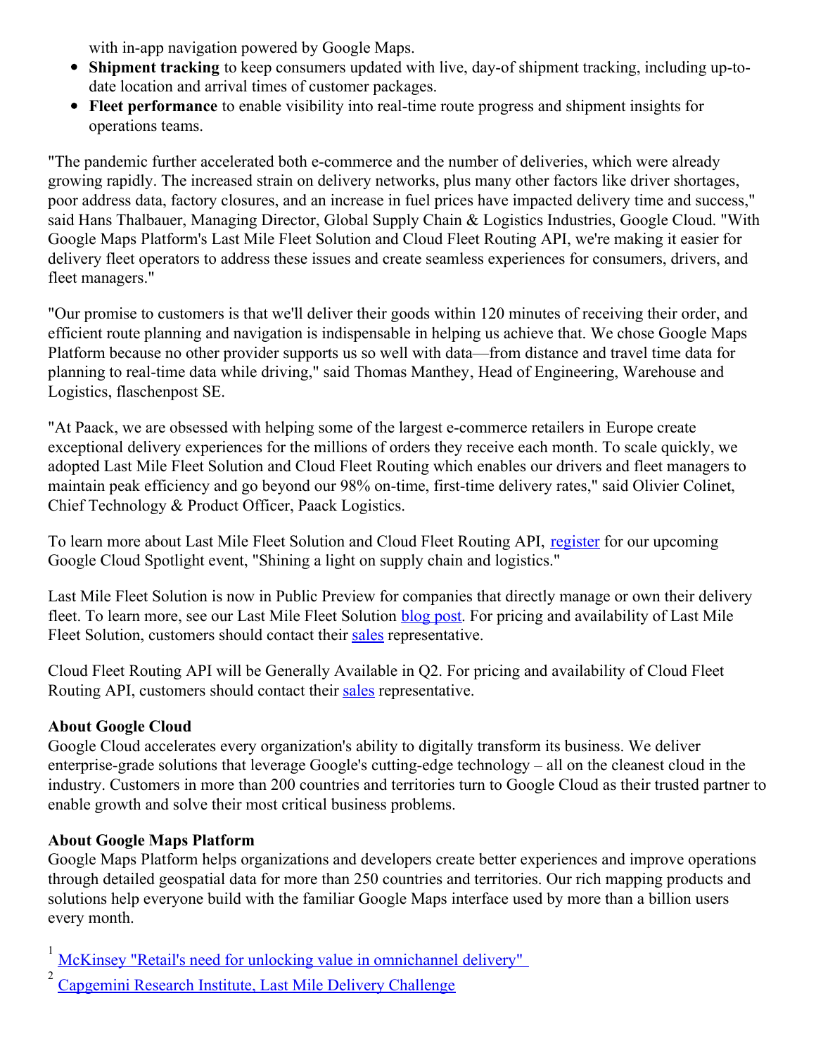with in-app navigation powered by Google Maps.

- **Shipment tracking** to keep consumers updated with live, day-of shipment tracking, including up-to-date location and arrival times of customer packages.
- **Fleet performance** to enable visibility into real-time route progress and shipment insights for operations teams.

"The pandemic further accelerated both e-commerce and the number of deliveries, which were already growing rapidly. The increased strain on delivery networks, plus many other factors like driver shortages, poor address data, factory closures, and an increase in fuel prices have impacted delivery time and success," said Hans Thalbauer, Managing Director, Global Supply Chain & Logistics Industries, Google Cloud. "With Google Maps Platform's Last Mile Fleet Solution and Cloud Fleet Routing API, we're making it easier for delivery fleet operators to address these issues and create seamless experiences for consumers, drivers, and fleet managers."

"Our promise to customers is that we'll deliver their goods within 120 minutes of receiving their order, and efficient route planning and navigation is indispensable in helping us achieve that. We chose Google Maps Platform because no other provider supports us so well with data—from distance and travel time data for planning to real-time data while driving," said Thomas Manthey, Head of Engineering, Warehouse and Logistics, flaschenpost SE.

"At Paack, we are obsessed with helping some of the largest e-commerce retailers in Europe create exceptional delivery experiences for the millions of orders they receive each month. To scale quickly, we adopted Last Mile Fleet Solution and Cloud Fleet Routing which enables our drivers and fleet managers to maintain peak efficiency and go beyond our 98% on-time, first-time delivery rates," said Olivier Colinet, Chief Technology & Product Officer, Paack Logistics.

To learn more about Last Mile Fleet Solution and Cloud Fleet Routing API, register for our upcoming Google Cloud Spotlight event, "Shining a light on supply chain and logistics."

Last Mile Fleet Solution is now in Public Preview for companies that directly manage or own their delivery fleet. To learn more, see our Last Mile Fleet Solution blog post. For pricing and availability of Last Mile Fleet Solution, customers should contact their sales representative.

Cloud Fleet Routing API will be Generally Available in Q2. For pricing and availability of Cloud Fleet Routing API, customers should contact their sales representative.

**About Google Cloud**
Google Cloud accelerates every organization's ability to digitally transform its business. We deliver enterprise-grade solutions that leverage Google's cutting-edge technology – all on the cleanest cloud in the industry. Customers in more than 200 countries and territories turn to Google Cloud as their trusted partner to enable growth and solve their most critical business problems.

**About Google Maps Platform**
Google Maps Platform helps organizations and developers create better experiences and improve operations through detailed geospatial data for more than 250 countries and territories. Our rich mapping products and solutions help everyone build with the familiar Google Maps interface used by more than a billion users every month.

[1] McKinsey "Retail's need for unlocking value in omnichannel delivery"
[2] Capgemini Research Institute, Last Mile Delivery Challenge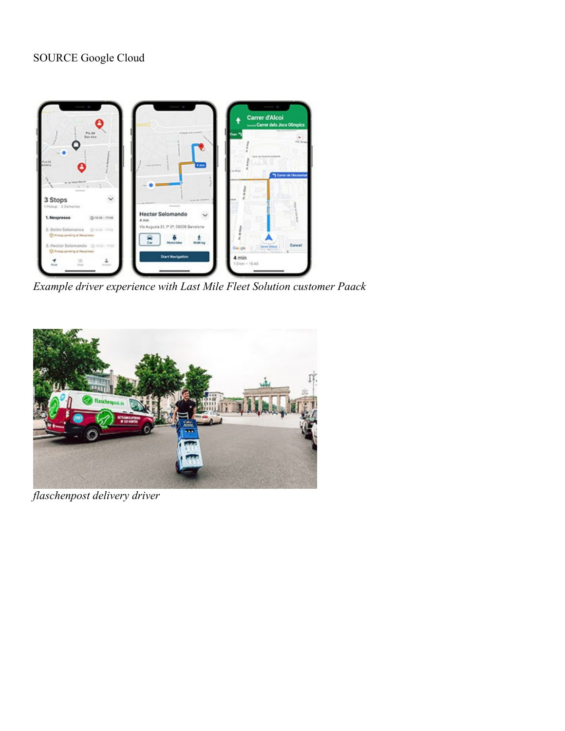SOURCE Google Cloud

*Example driver experience with Last Mile Fleet Solution customer Paack*

*flaschenpost delivery driver*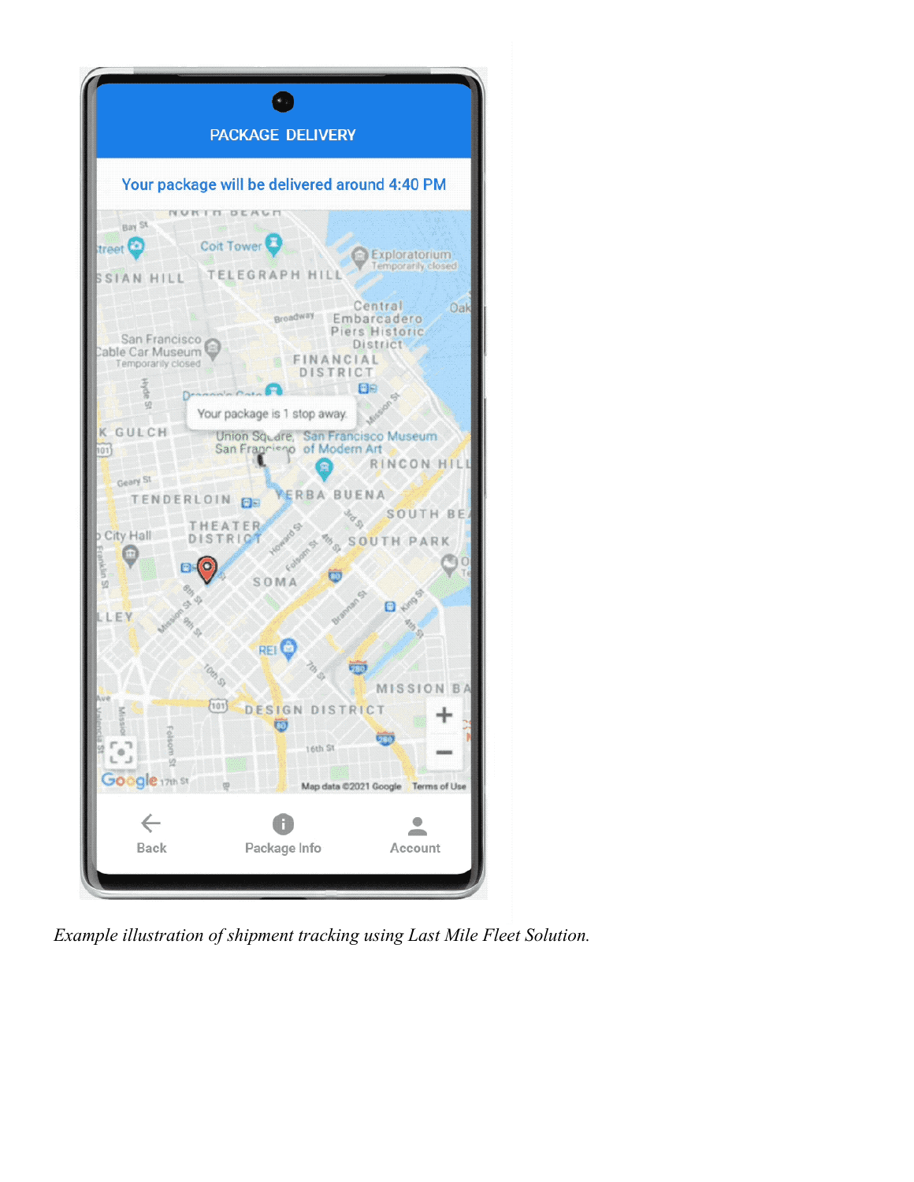*Example illustration of shipment tracking using Last Mile Fleet Solution.*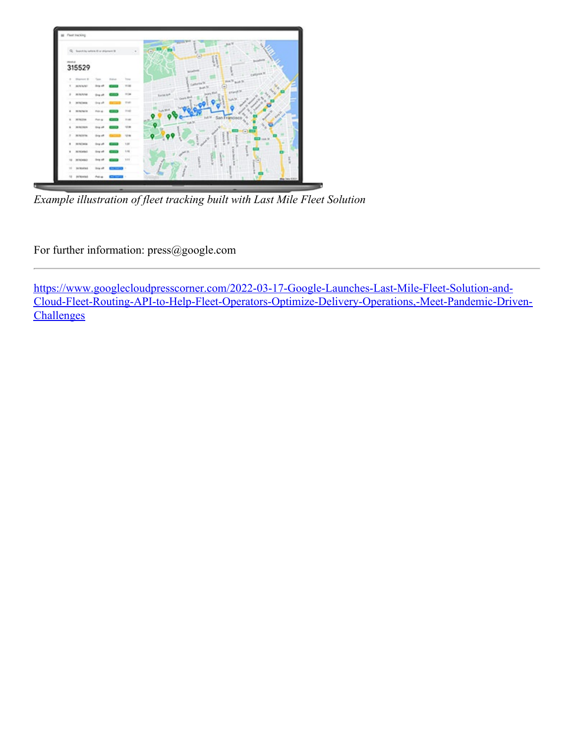*Example illustration of fleet tracking built with Last Mile Fleet Solution*

For further information: press@google.com

---

[https://www.googlecloudpresscorner.com/2022-03-17-Google-Launches-Last-Mile-Fleet-Solution-and-Cloud-Fleet-Routing-API-to-Help-Fleet-Operators-Optimize-Delivery-Operations,-Meet-Pandemic-Driven-Challenges](https://www.googlecloudpresscorner.com/2022-03-17-Google-Launches-Last-Mile-Fleet-Solution-and-Cloud-Fleet-Routing-API-to-Help-Fleet-Operators-Optimize-Delivery-Operations,-Meet-Pandemic-Driven-Challenges)